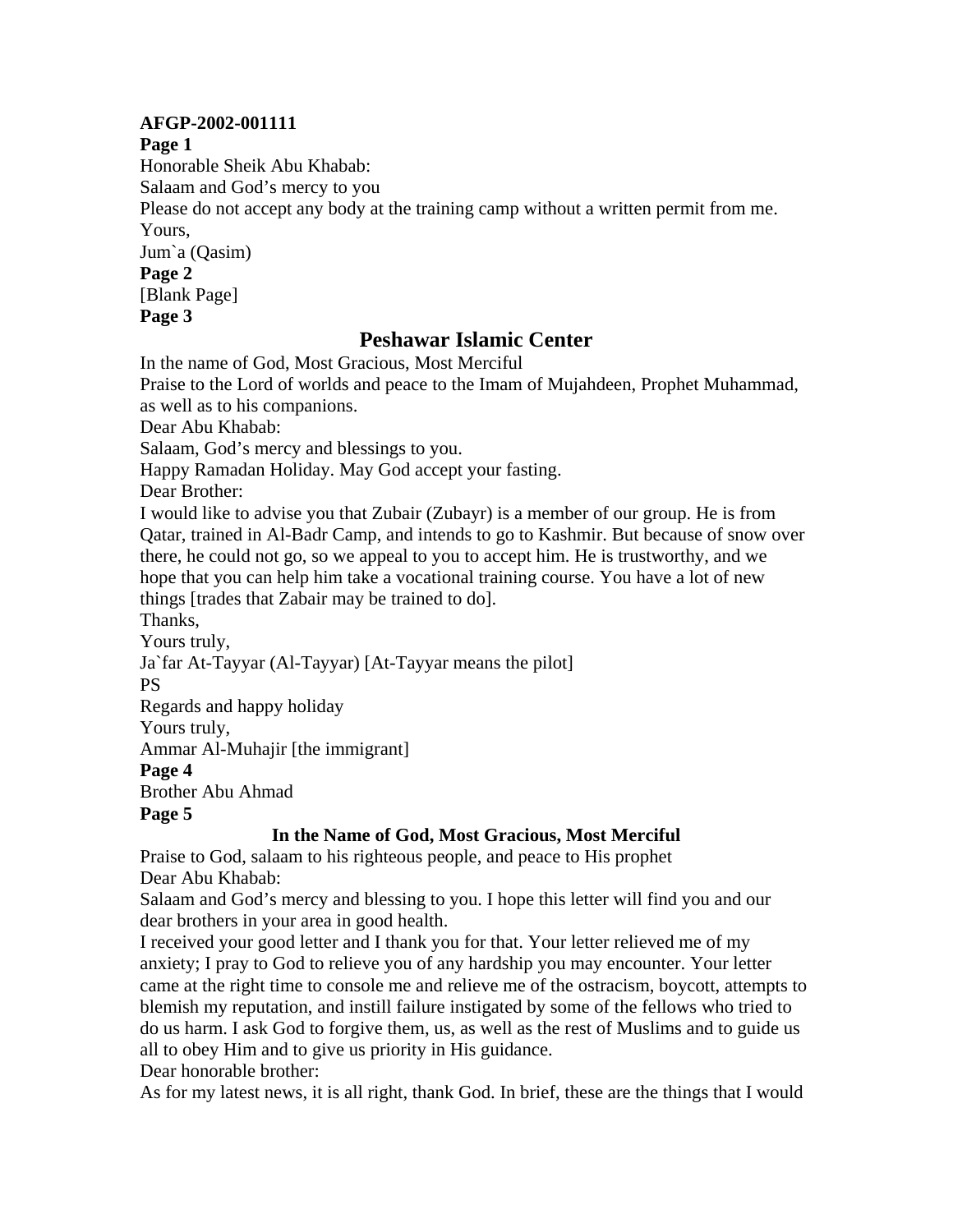**AFGP-2002-001111**

**Page 1**

Honorable Sheik Abu Khabab:

Salaam and God's mercy to you

Please do not accept any body at the training camp without a written permit from me.

Yours,

Jum`a (Qasim)

**Page 2**

[Blank Page]

**Page 3**

## Peshawar Islamic Center

In the name of God, Most Gracious, Most Merciful

Praise to the Lord of worlds and peace to the Imam of Mujahdeen, Prophet Muhammad, as well as to his companions.

Dear Abu Khabab:

Salaam, God's mercy and blessings to you.

Happy Ramadan Holiday. May God accept your fasting.

Dear Brother:

I would like to advise you that Zubair (Zubayr) is a member of our group. He is from Qatar, trained in Al-Badr Camp, and intends to go to Kashmir. But because of snow over there, he could not go, so we appeal to you to accept him. He is trustworthy, and we hope that you can help him take a vocational training course. You have a lot of new things [trades that Zabair may be trained to do].

Thanks,

Yours truly,

Ja`far At-Tayyar (Al-Tayyar) [At-Tayyar means the pilot]

PS

Regards and happy holiday

Yours truly,

Ammar Al-Muhajir [the immigrant]

**Page 4**

Brother Abu Ahmad

**Page 5**

**In the Name of God, Most Gracious, Most Merciful**

Praise to God, salaam to his righteous people, and peace to His prophet

Dear Abu Khabab:

Salaam and God's mercy and blessing to you. I hope this letter will find you and our dear brothers in your area in good health.

I received your good letter and I thank you for that. Your letter relieved me of my anxiety; I pray to God to relieve you of any hardship you may encounter. Your letter came at the right time to console me and relieve me of the ostracism, boycott, attempts to blemish my reputation, and instill failure instigated by some of the fellows who tried to do us harm. I ask God to forgive them, us, as well as the rest of Muslims and to guide us all to obey Him and to give us priority in His guidance.

Dear honorable brother:

As for my latest news, it is all right, thank God. In brief, these are the things that I would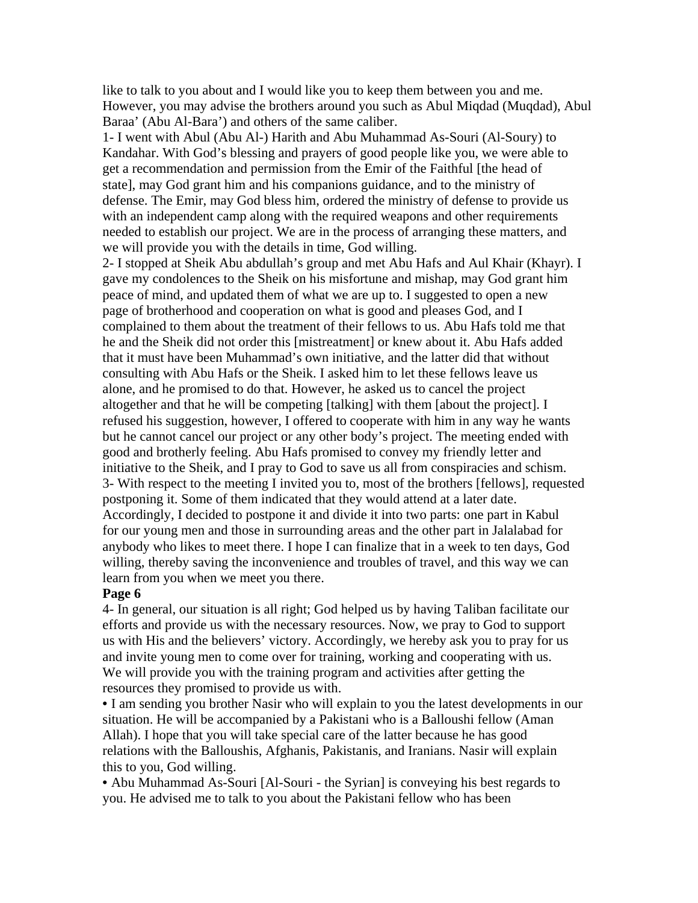like to talk to you about and I would like you to keep them between you and me. However, you may advise the brothers around you such as Abul Miqdad (Muqdad), Abul Baraa' (Abu Al-Bara') and others of the same caliber.

1- I went with Abul (Abu Al-) Harith and Abu Muhammad As-Souri (Al-Soury) to Kandahar. With God's blessing and prayers of good people like you, we were able to get a recommendation and permission from the Emir of the Faithful [the head of state], may God grant him and his companions guidance, and to the ministry of defense. The Emir, may God bless him, ordered the ministry of defense to provide us with an independent camp along with the required weapons and other requirements needed to establish our project. We are in the process of arranging these matters, and we will provide you with the details in time, God willing.

2- I stopped at Sheik Abu abdullah's group and met Abu Hafs and Aul Khair (Khayr). I gave my condolences to the Sheik on his misfortune and mishap, may God grant him peace of mind, and updated them of what we are up to. I suggested to open a new page of brotherhood and cooperation on what is good and pleases God, and I complained to them about the treatment of their fellows to us. Abu Hafs told me that he and the Sheik did not order this [mistreatment] or knew about it. Abu Hafs added that it must have been Muhammad's own initiative, and the latter did that without consulting with Abu Hafs or the Sheik. I asked him to let these fellows leave us alone, and he promised to do that. However, he asked us to cancel the project altogether and that he will be competing [talking] with them [about the project]. I refused his suggestion, however, I offered to cooperate with him in any way he wants but he cannot cancel our project or any other body's project. The meeting ended with good and brotherly feeling. Abu Hafs promised to convey my friendly letter and initiative to the Sheik, and I pray to God to save us all from conspiracies and schism.

3- With respect to the meeting I invited you to, most of the brothers [fellows], requested postponing it. Some of them indicated that they would attend at a later date. Accordingly, I decided to postpone it and divide it into two parts: one part in Kabul for our young men and those in surrounding areas and the other part in Jalalabad for anybody who likes to meet there. I hope I can finalize that in a week to ten days, God willing, thereby saving the inconvenience and troubles of travel, and this way we can learn from you when we meet you there.

**Page 6**

4- In general, our situation is all right; God helped us by having Taliban facilitate our efforts and provide us with the necessary resources. Now, we pray to God to support us with His and the believers' victory. Accordingly, we hereby ask you to pray for us and invite young men to come over for training, working and cooperating with us. We will provide you with the training program and activities after getting the resources they promised to provide us with.

- I am sending you brother Nasir who will explain to you the latest developments in our situation. He will be accompanied by a Pakistani who is a Balloushi fellow (Aman Allah). I hope that you will take special care of the latter because he has good relations with the Balloushis, Afghanis, Pakistanis, and Iranians. Nasir will explain this to you, God willing.
- Abu Muhammad As-Souri [Al-Souri - the Syrian] is conveying his best regards to you. He advised me to talk to you about the Pakistani fellow who has been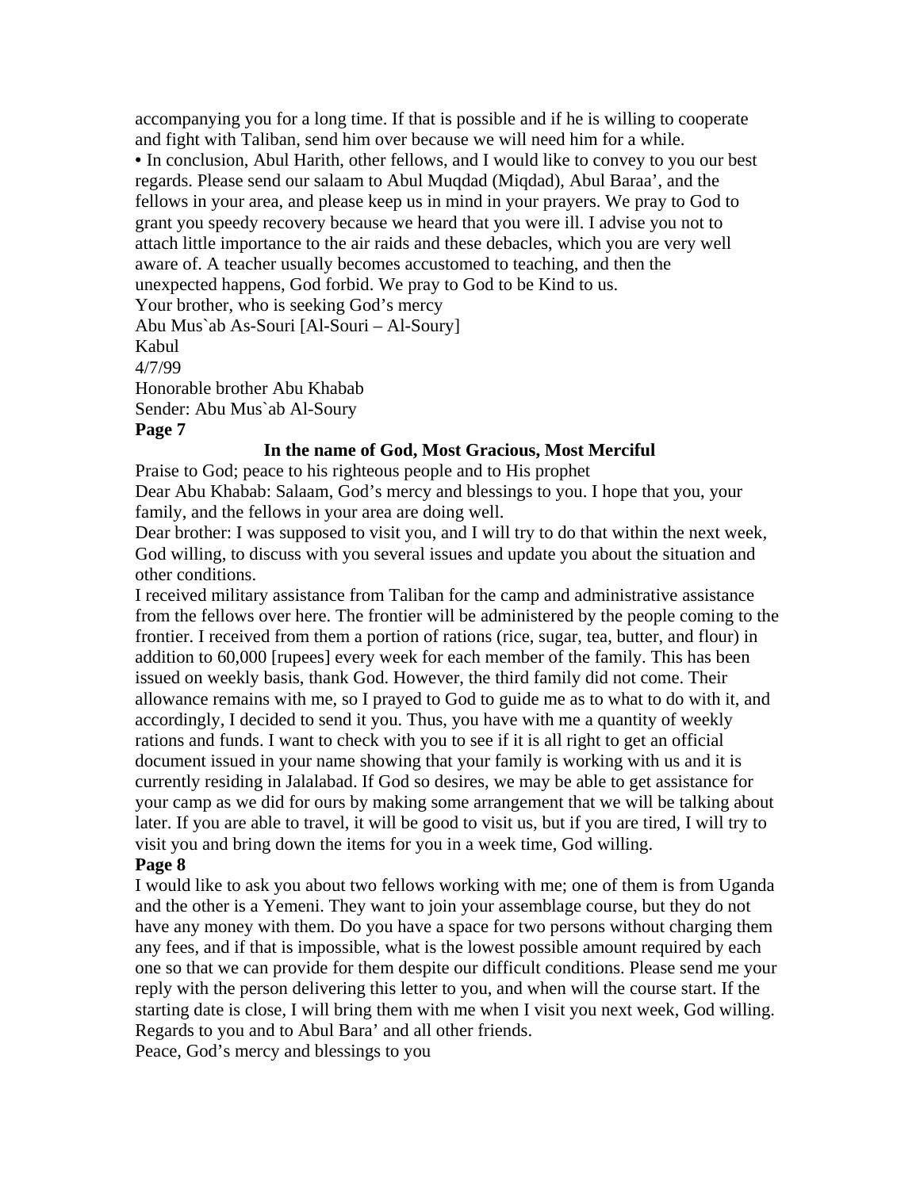accompanying you for a long time. If that is possible and if he is willing to cooperate and fight with Taliban, send him over because we will need him for a while.

• In conclusion, Abul Harith, other fellows, and I would like to convey to you our best regards. Please send our salaam to Abul Muqdad (Miqdad), Abul Baraa', and the fellows in your area, and please keep us in mind in your prayers. We pray to God to grant you speedy recovery because we heard that you were ill. I advise you not to attach little importance to the air raids and these debacles, which you are very well aware of. A teacher usually becomes accustomed to teaching, and then the unexpected happens, God forbid. We pray to God to be Kind to us.

Your brother, who is seeking God's mercy
Abu Mus`ab As-Souri [Al-Souri – Al-Soury]
Kabul
4/7/99
Honorable brother Abu Khabab
Sender: Abu Mus`ab Al-Soury

**Page 7**

**In the name of God, Most Gracious, Most Merciful**

Praise to God; peace to his righteous people and to His prophet
Dear Abu Khabab: Salaam, God's mercy and blessings to you. I hope that you, your family, and the fellows in your area are doing well.

Dear brother: I was supposed to visit you, and I will try to do that within the next week, God willing, to discuss with you several issues and update you about the situation and other conditions.

I received military assistance from Taliban for the camp and administrative assistance from the fellows over here. The frontier will be administered by the people coming to the frontier. I received from them a portion of rations (rice, sugar, tea, butter, and flour) in addition to 60,000 [rupees] every week for each member of the family. This has been issued on weekly basis, thank God. However, the third family did not come. Their allowance remains with me, so I prayed to God to guide me as to what to do with it, and accordingly, I decided to send it you. Thus, you have with me a quantity of weekly rations and funds. I want to check with you to see if it is all right to get an official document issued in your name showing that your family is working with us and it is currently residing in Jalalabad. If God so desires, we may be able to get assistance for your camp as we did for ours by making some arrangement that we will be talking about later. If you are able to travel, it will be good to visit us, but if you are tired, I will try to visit you and bring down the items for you in a week time, God willing.

**Page 8**

I would like to ask you about two fellows working with me; one of them is from Uganda and the other is a Yemeni. They want to join your assemblage course, but they do not have any money with them. Do you have a space for two persons without charging them any fees, and if that is impossible, what is the lowest possible amount required by each one so that we can provide for them despite our difficult conditions. Please send me your reply with the person delivering this letter to you, and when will the course start. If the starting date is close, I will bring them with me when I visit you next week, God willing. Regards to you and to Abul Bara' and all other friends.

Peace, God's mercy and blessings to you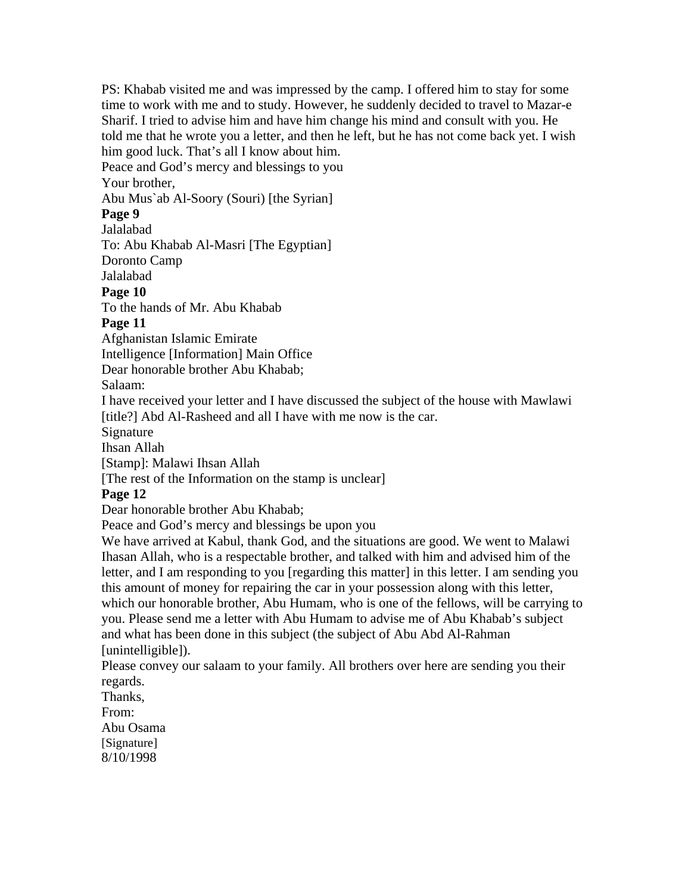PS: Khabab visited me and was impressed by the camp. I offered him to stay for some time to work with me and to study. However, he suddenly decided to travel to Mazar-e Sharif. I tried to advise him and have him change his mind and consult with you. He told me that he wrote you a letter, and then he left, but he has not come back yet. I wish him good luck. That's all I know about him.

Peace and God's mercy and blessings to you

Your brother,

Abu Mus`ab Al-Soory (Souri) [the Syrian]

**Page 9**

Jalalabad

To: Abu Khabab Al-Masri [The Egyptian]

Doronto Camp

Jalalabad

**Page 10**

To the hands of Mr. Abu Khabab

**Page 11**

Afghanistan Islamic Emirate

Intelligence [Information] Main Office

Dear honorable brother Abu Khabab;

Salaam:

I have received your letter and I have discussed the subject of the house with Mawlawi [title?] Abd Al-Rasheed and all I have with me now is the car.

Signature

Ihsan Allah

[Stamp]: Malawi Ihsan Allah

[The rest of the Information on the stamp is unclear]

**Page 12**

Dear honorable brother Abu Khabab;

Peace and God's mercy and blessings be upon you

We have arrived at Kabul, thank God, and the situations are good. We went to Malawi Ihasan Allah, who is a respectable brother, and talked with him and advised him of the letter, and I am responding to you [regarding this matter] in this letter. I am sending you this amount of money for repairing the car in your possession along with this letter, which our honorable brother, Abu Humam, who is one of the fellows, will be carrying to you. Please send me a letter with Abu Humam to advise me of Abu Khabab's subject and what has been done in this subject (the subject of Abu Abd Al-Rahman [unintelligible]).

Please convey our salaam to your family. All brothers over here are sending you their regards.

Thanks,

From:

Abu Osama

[Signature]

8/10/1998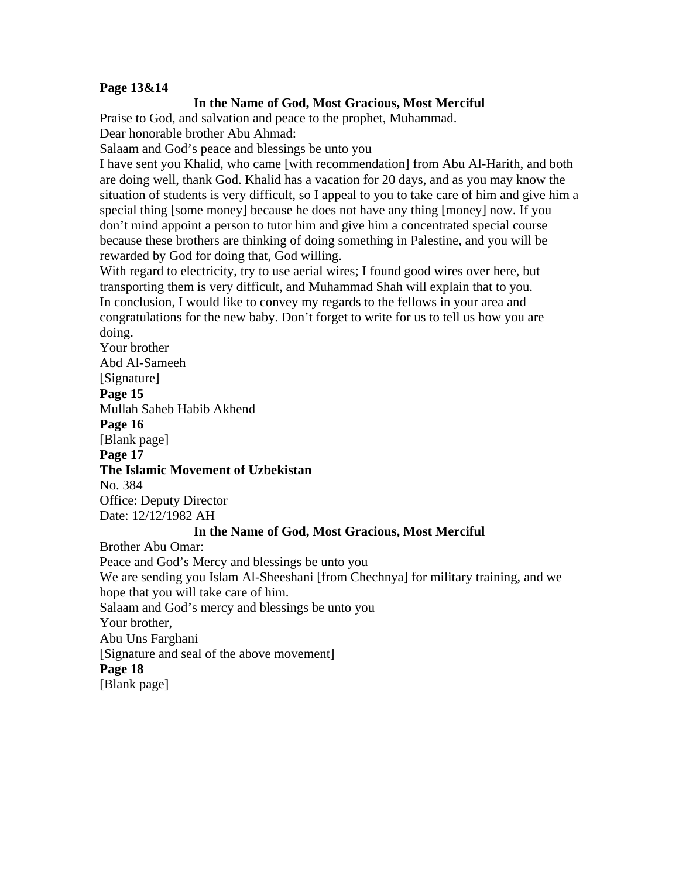**Page 13&14**

**In the Name of God, Most Gracious, Most Merciful**

Praise to God, and salvation and peace to the prophet, Muhammad.
Dear honorable brother Abu Ahmad:
Salaam and God's peace and blessings be unto you
I have sent you Khalid, who came [with recommendation] from Abu Al-Harith, and both are doing well, thank God. Khalid has a vacation for 20 days, and as you may know the situation of students is very difficult, so I appeal to you to take care of him and give him a special thing [some money] because he does not have any thing [money] now. If you don't mind appoint a person to tutor him and give him a concentrated special course because these brothers are thinking of doing something in Palestine, and you will be rewarded by God for doing that, God willing.
With regard to electricity, try to use aerial wires; I found good wires over here, but transporting them is very difficult, and Muhammad Shah will explain that to you.
In conclusion, I would like to convey my regards to the fellows in your area and congratulations for the new baby. Don't forget to write for us to tell us how you are doing.
Your brother
Abd Al-Sameeh
[Signature]

**Page 15**

Mullah Saheb Habib Akhend

**Page 16**

[Blank page]

**Page 17**

**The Islamic Movement of Uzbekistan**
No. 384
Office: Deputy Director
Date: 12/12/1982 AH

**In the Name of God, Most Gracious, Most Merciful**

Brother Abu Omar:
Peace and God's Mercy and blessings be unto you
We are sending you Islam Al-Sheeshani [from Chechnya] for military training, and we hope that you will take care of him.
Salaam and God's mercy and blessings be unto you
Your brother,
Abu Uns Farghani
[Signature and seal of the above movement]

**Page 18**

[Blank page]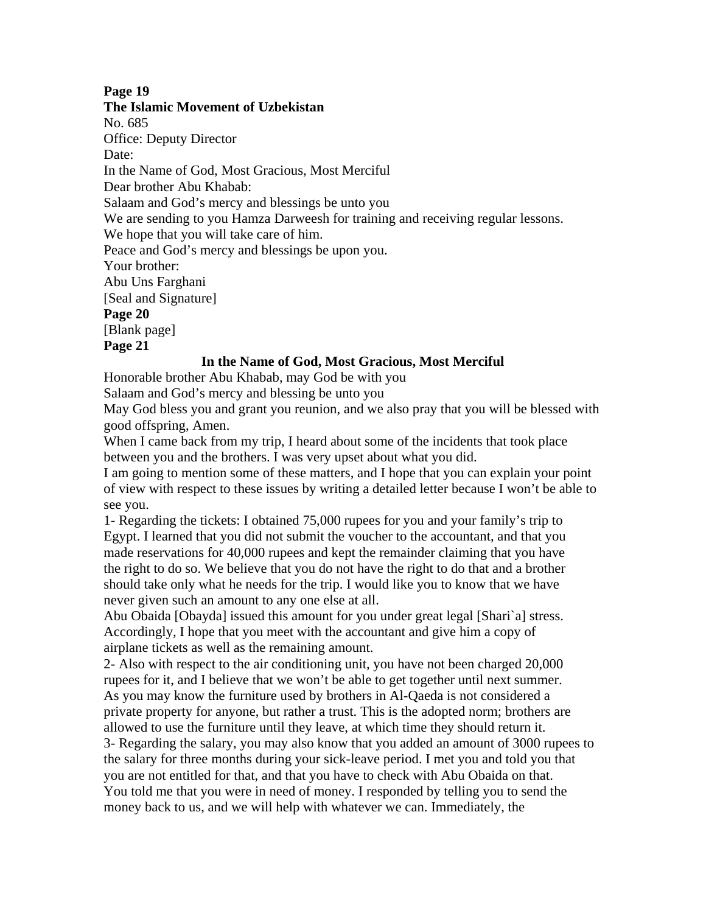**Page 19**

**The Islamic Movement of Uzbekistan**

No. 685

Office: Deputy Director

Date:

In the Name of God, Most Gracious, Most Merciful

Dear brother Abu Khabab:

Salaam and God's mercy and blessings be unto you

We are sending to you Hamza Darweesh for training and receiving regular lessons.

We hope that you will take care of him.

Peace and God's mercy and blessings be upon you.

Your brother:

Abu Uns Farghani

[Seal and Signature]

**Page 20**

[Blank page]

**Page 21**

**In the Name of God, Most Gracious, Most Merciful**

Honorable brother Abu Khabab, may God be with you

Salaam and God's mercy and blessing be unto you

May God bless you and grant you reunion, and we also pray that you will be blessed with good offspring, Amen.

When I came back from my trip, I heard about some of the incidents that took place between you and the brothers. I was very upset about what you did.

I am going to mention some of these matters, and I hope that you can explain your point of view with respect to these issues by writing a detailed letter because I won't be able to see you.

1- Regarding the tickets: I obtained 75,000 rupees for you and your family's trip to Egypt. I learned that you did not submit the voucher to the accountant, and that you made reservations for 40,000 rupees and kept the remainder claiming that you have the right to do so. We believe that you do not have the right to do that and a brother should take only what he needs for the trip. I would like you to know that we have never given such an amount to any one else at all.

Abu Obaida [Obayda] issued this amount for you under great legal [Shari`a] stress. Accordingly, I hope that you meet with the accountant and give him a copy of airplane tickets as well as the remaining amount.

2- Also with respect to the air conditioning unit, you have not been charged 20,000 rupees for it, and I believe that we won't be able to get together until next summer. As you may know the furniture used by brothers in Al-Qaeda is not considered a private property for anyone, but rather a trust. This is the adopted norm; brothers are allowed to use the furniture until they leave, at which time they should return it.

3- Regarding the salary, you may also know that you added an amount of 3000 rupees to the salary for three months during your sick-leave period. I met you and told you that you are not entitled for that, and that you have to check with Abu Obaida on that. You told me that you were in need of money. I responded by telling you to send the money back to us, and we will help with whatever we can. Immediately, the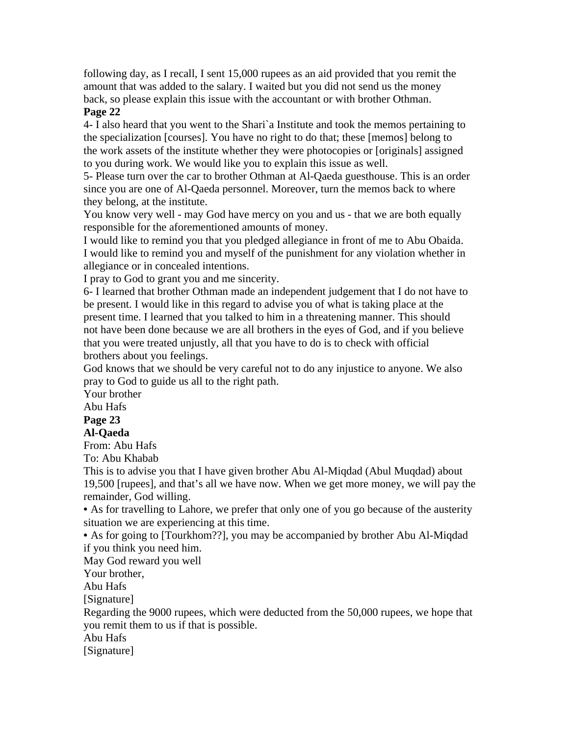following day, as I recall, I sent 15,000 rupees as an aid provided that you remit the amount that was added to the salary. I waited but you did not send us the money back, so please explain this issue with the accountant or with brother Othman.

**Page 22**

4- I also heard that you went to the Shari`a Institute and took the memos pertaining to the specialization [courses]. You have no right to do that; these [memos] belong to the work assets of the institute whether they were photocopies or [originals] assigned to you during work. We would like you to explain this issue as well.

5- Please turn over the car to brother Othman at Al-Qaeda guesthouse. This is an order since you are one of Al-Qaeda personnel. Moreover, turn the memos back to where they belong, at the institute.

You know very well - may God have mercy on you and us - that we are both equally responsible for the aforementioned amounts of money.

I would like to remind you that you pledged allegiance in front of me to Abu Obaida. I would like to remind you and myself of the punishment for any violation whether in allegiance or in concealed intentions.

I pray to God to grant you and me sincerity.

6- I learned that brother Othman made an independent judgement that I do not have to be present. I would like in this regard to advise you of what is taking place at the present time. I learned that you talked to him in a threatening manner. This should not have been done because we are all brothers in the eyes of God, and if you believe that you were treated unjustly, all that you have to do is to check with official brothers about you feelings.

God knows that we should be very careful not to do any injustice to anyone. We also pray to God to guide us all to the right path.

Your brother

Abu Hafs

**Page 23**

**Al-Qaeda**

From: Abu Hafs

To: Abu Khabab

This is to advise you that I have given brother Abu Al-Miqdad (Abul Muqdad) about 19,500 [rupees], and that's all we have now. When we get more money, we will pay the remainder, God willing.

- As for travelling to Lahore, we prefer that only one of you go because of the austerity situation we are experiencing at this time.
- As for going to [Tourkhom??], you may be accompanied by brother Abu Al-Miqdad if you think you need him.

May God reward you well

Your brother,

Abu Hafs

[Signature]

Regarding the 9000 rupees, which were deducted from the 50,000 rupees, we hope that you remit them to us if that is possible.

Abu Hafs

[Signature]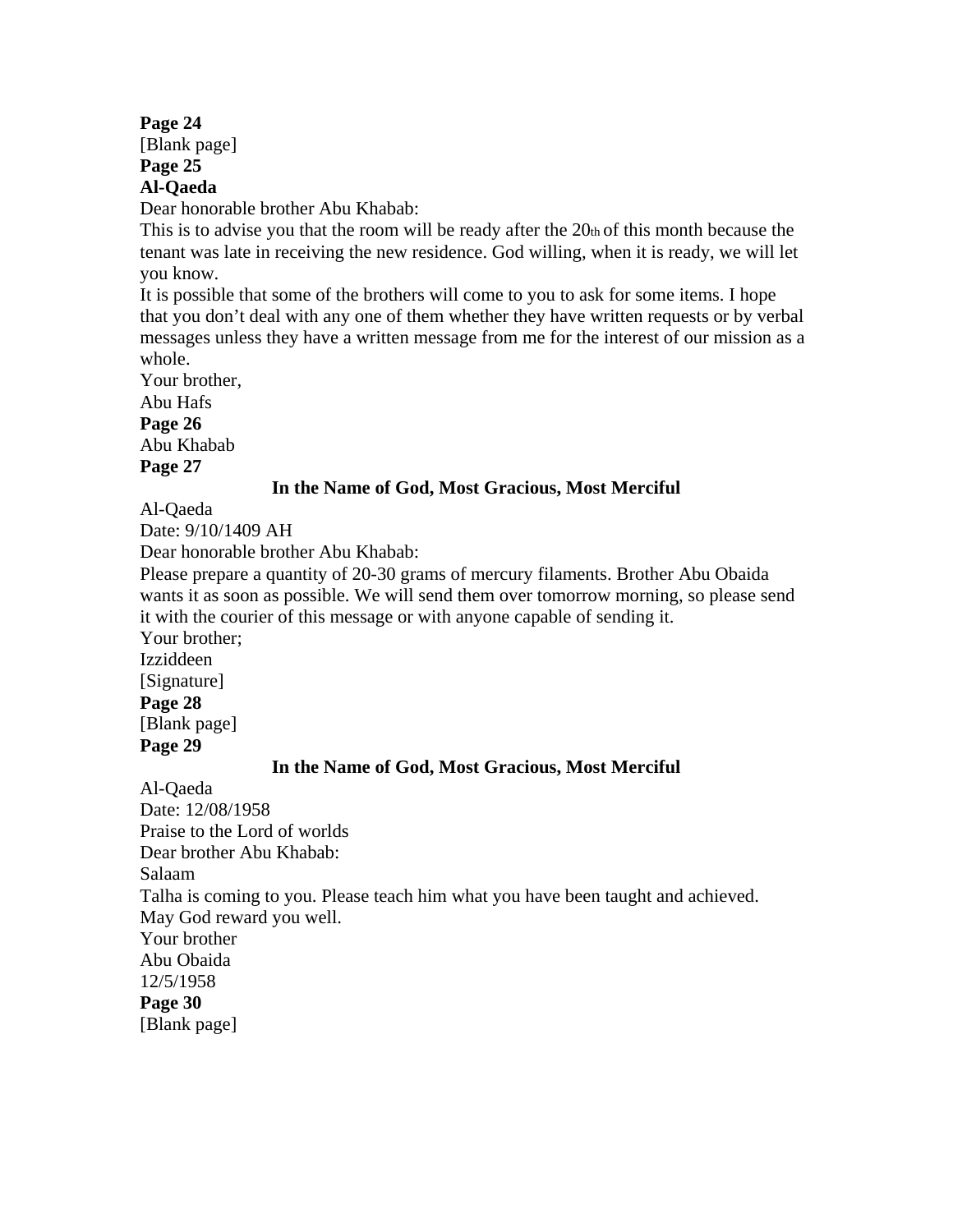**Page 24**

[Blank page]

**Page 25**

**Al-Qaeda**

Dear honorable brother Abu Khabab:

This is to advise you that the room will be ready after the 20th of this month because the tenant was late in receiving the new residence. God willing, when it is ready, we will let you know.

It is possible that some of the brothers will come to you to ask for some items. I hope that you don't deal with any one of them whether they have written requests or by verbal messages unless they have a written message from me for the interest of our mission as a whole.

Your brother,

Abu Hafs

**Page 26**

Abu Khabab

**Page 27**

**In the Name of God, Most Gracious, Most Merciful**

Al-Qaeda

Date: 9/10/1409 AH

Dear honorable brother Abu Khabab:

Please prepare a quantity of 20-30 grams of mercury filaments. Brother Abu Obaida wants it as soon as possible. We will send them over tomorrow morning, so please send it with the courier of this message or with anyone capable of sending it.

Your brother;

Izziddeen

[Signature]

**Page 28**

[Blank page]

**Page 29**

**In the Name of God, Most Gracious, Most Merciful**

Al-Qaeda

Date: 12/08/1958

Praise to the Lord of worlds

Dear brother Abu Khabab:

Salaam

Talha is coming to you. Please teach him what you have been taught and achieved.

May God reward you well.

Your brother

Abu Obaida

12/5/1958

**Page 30**

[Blank page]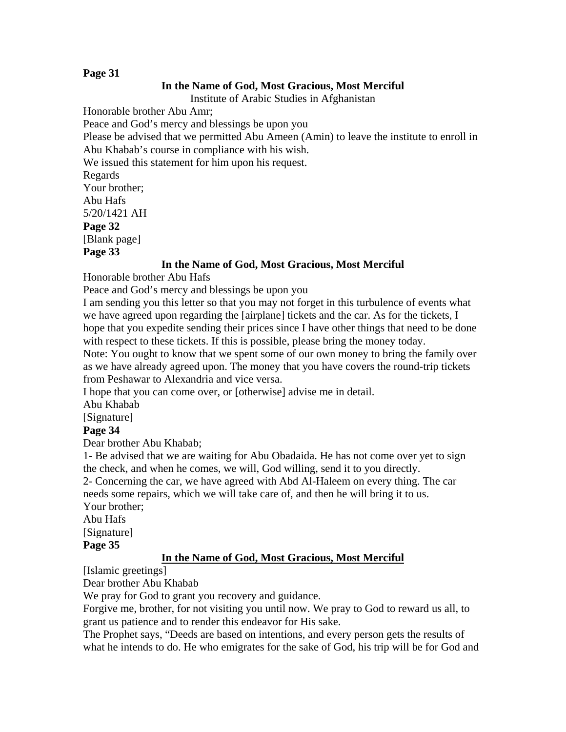**Page 31**

**In the Name of God, Most Gracious, Most Merciful**

Institute of Arabic Studies in Afghanistan

Honorable brother Abu Amr;

Peace and God's mercy and blessings be upon you

Please be advised that we permitted Abu Ameen (Amin) to leave the institute to enroll in Abu Khabab's course in compliance with his wish.

We issued this statement for him upon his request.

Regards

Your brother;

Abu Hafs

5/20/1421 AH

**Page 32**

[Blank page]

**Page 33**

**In the Name of God, Most Gracious, Most Merciful**

Honorable brother Abu Hafs

Peace and God's mercy and blessings be upon you

I am sending you this letter so that you may not forget in this turbulence of events what we have agreed upon regarding the [airplane] tickets and the car. As for the tickets, I hope that you expedite sending their prices since I have other things that need to be done with respect to these tickets. If this is possible, please bring the money today.

Note: You ought to know that we spent some of our own money to bring the family over as we have already agreed upon. The money that you have covers the round-trip tickets from Peshawar to Alexandria and vice versa.

I hope that you can come over, or [otherwise] advise me in detail.

Abu Khabab

[Signature]

**Page 34**

Dear brother Abu Khabab;

1- Be advised that we are waiting for Abu Obadaida. He has not come over yet to sign the check, and when he comes, we will, God willing, send it to you directly.

2- Concerning the car, we have agreed with Abd Al-Haleem on every thing. The car needs some repairs, which we will take care of, and then he will bring it to us.

Your brother;

Abu Hafs

[Signature]

**Page 35**

**In the Name of God, Most Gracious, Most Merciful**

[Islamic greetings]

Dear brother Abu Khabab

We pray for God to grant you recovery and guidance.

Forgive me, brother, for not visiting you until now. We pray to God to reward us all, to grant us patience and to render this endeavor for His sake.

The Prophet says, "Deeds are based on intentions, and every person gets the results of what he intends to do. He who emigrates for the sake of God, his trip will be for God and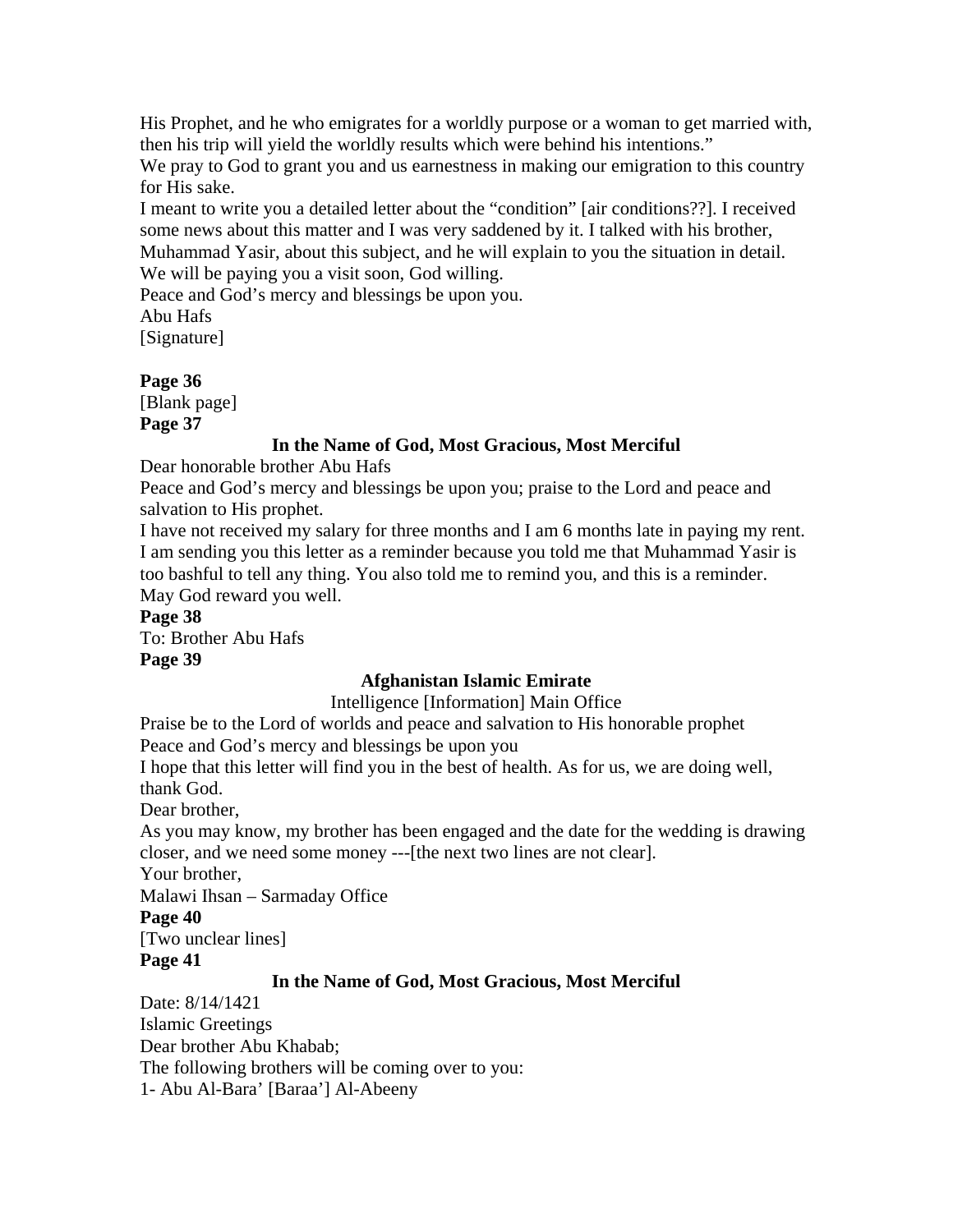His Prophet, and he who emigrates for a worldly purpose or a woman to get married with, then his trip will yield the worldly results which were behind his intentions."

We pray to God to grant you and us earnestness in making our emigration to this country for His sake.

I meant to write you a detailed letter about the "condition" [air conditions??]. I received some news about this matter and I was very saddened by it. I talked with his brother, Muhammad Yasir, about this subject, and he will explain to you the situation in detail.

We will be paying you a visit soon, God willing.

Peace and God's mercy and blessings be upon you.

Abu Hafs

[Signature]

**Page 36**

[Blank page]

**Page 37**

**In the Name of God, Most Gracious, Most Merciful**

Dear honorable brother Abu Hafs

Peace and God's mercy and blessings be upon you; praise to the Lord and peace and salvation to His prophet.

I have not received my salary for three months and I am 6 months late in paying my rent. I am sending you this letter as a reminder because you told me that Muhammad Yasir is too bashful to tell any thing. You also told me to remind you, and this is a reminder.

May God reward you well.

**Page 38**

To: Brother Abu Hafs

**Page 39**

**Afghanistan Islamic Emirate**

Intelligence [Information] Main Office

Praise be to the Lord of worlds and peace and salvation to His honorable prophet

Peace and God's mercy and blessings be upon you

I hope that this letter will find you in the best of health. As for us, we are doing well, thank God.

Dear brother,

As you may know, my brother has been engaged and the date for the wedding is drawing closer, and we need some money ---[the next two lines are not clear].

Your brother,

Malawi Ihsan – Sarmaday Office

**Page 40**

[Two unclear lines]

**Page 41**

**In the Name of God, Most Gracious, Most Merciful**

Date: 8/14/1421

Islamic Greetings

Dear brother Abu Khabab;

The following brothers will be coming over to you:

1- Abu Al-Bara' [Baraa'] Al-Abeeny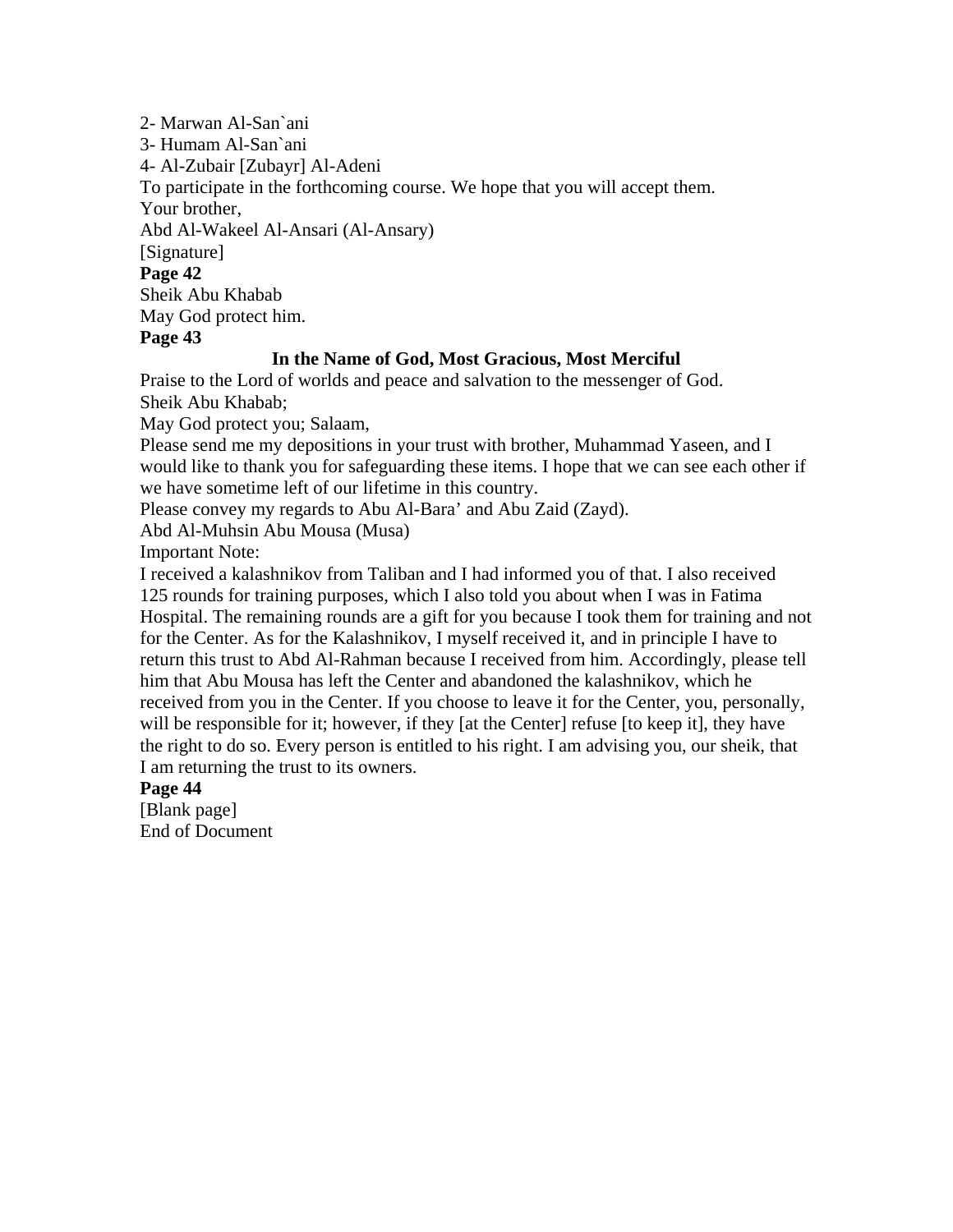2- Marwan Al-San`ani
3- Humam Al-San`ani
4- Al-Zubair [Zubayr] Al-Adeni
To participate in the forthcoming course. We hope that you will accept them.
Your brother,
Abd Al-Wakeel Al-Ansari (Al-Ansary)
[Signature]

**Page 42**

Sheik Abu Khabab
May God protect him.

**Page 43**

**In the Name of God, Most Gracious, Most Merciful**

Praise to the Lord of worlds and peace and salvation to the messenger of God.
Sheik Abu Khabab;
May God protect you; Salaam,
Please send me my depositions in your trust with brother, Muhammad Yaseen, and I would like to thank you for safeguarding these items. I hope that we can see each other if we have sometime left of our lifetime in this country.
Please convey my regards to Abu Al-Bara' and Abu Zaid (Zayd).
Abd Al-Muhsin Abu Mousa (Musa)
Important Note:
I received a kalashnikov from Taliban and I had informed you of that. I also received 125 rounds for training purposes, which I also told you about when I was in Fatima Hospital. The remaining rounds are a gift for you because I took them for training and not for the Center. As for the Kalashnikov, I myself received it, and in principle I have to return this trust to Abd Al-Rahman because I received from him. Accordingly, please tell him that Abu Mousa has left the Center and abandoned the kalashnikov, which he received from you in the Center. If you choose to leave it for the Center, you, personally, will be responsible for it; however, if they [at the Center] refuse [to keep it], they have the right to do so. Every person is entitled to his right. I am advising you, our sheik, that I am returning the trust to its owners.

**Page 44**

[Blank page]
End of Document